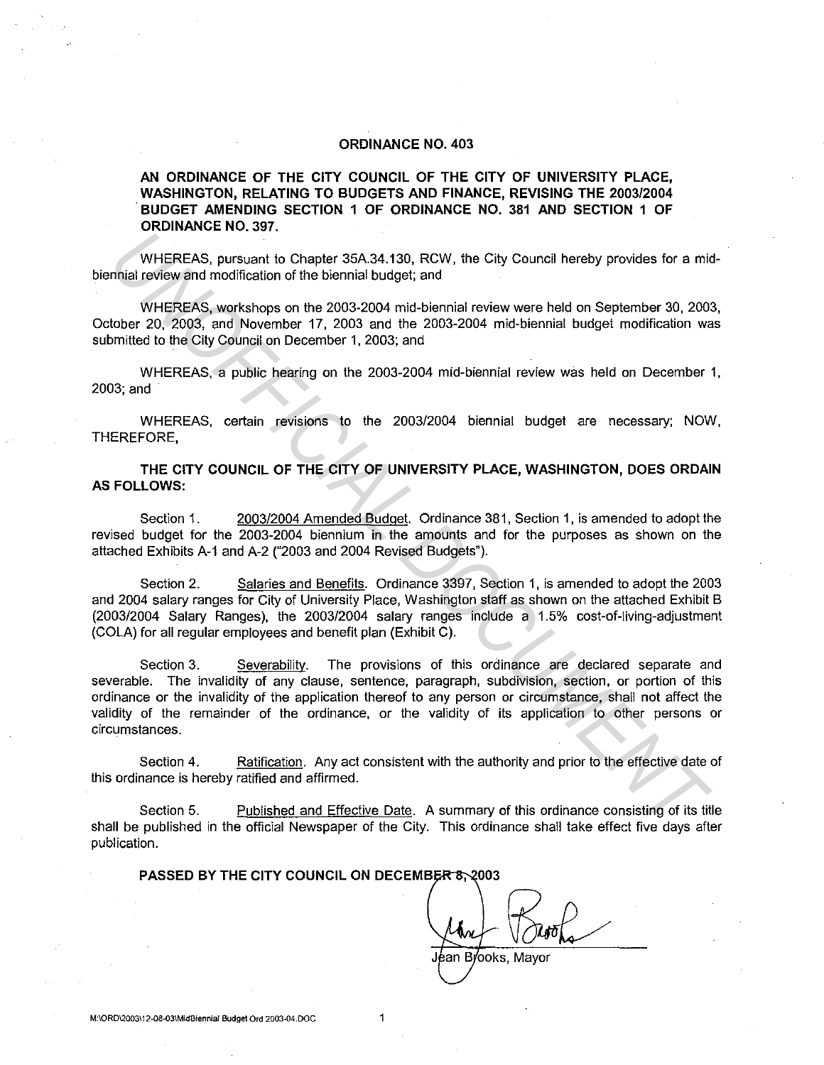# ORDINANCE NO. 403

**AN ORDINANCE OF THE CITY COUNCIL OF THE CITY OF UNIVERSITY PLACE, WASHINGTON, RELATING TO BUDGETS AND FINANCE, REVISING THE 2003/2004 BUDGET AMENDING SECTION 1 OF ORDINANCE NO. 381 AND SECTION 1 OF ORDINANCE NO. 397.**

WHEREAS, pursuant to Chapter 35A.34.130, RCW, the City Council hereby provides for a mid-biennial review and modification of the biennial budget; and

WHEREAS, workshops on the 2003-2004 mid-biennial review were held on September 30, 2003, October 20, 2003, and November 17, 2003 and the 2003-2004 mid-biennial budget modification was submitted to the City Council on December 1, 2003; and

WHEREAS, a public hearing on the 2003-2004 mid-biennial review was held on December 1, 2003; and

WHEREAS, certain revisions to the 2003/2004 biennial budget are necessary; NOW, THEREFORE,

**THE CITY COUNCIL OF THE CITY OF UNIVERSITY PLACE, WASHINGTON, DOES ORDAIN AS FOLLOWS:**

Section 1. 2003/2004 Amended Budget. Ordinance 381, Section 1, is amended to adopt the revised budget for the 2003-2004 biennium in the amounts and for the purposes as shown on the attached Exhibits A-1 and A-2 ("2003 and 2004 Revised Budgets").

Section 2. Salaries and Benefits. Ordinance 3397, Section 1, is amended to adopt the 2003 and 2004 salary ranges for City of University Place, Washington staff as shown on the attached Exhibit B (2003/2004 Salary Ranges), the 2003/2004 salary ranges include a 1.5% cost-of-living-adjustment (COLA) for all regular employees and benefit plan (Exhibit C).

Section 3. Severability. The provisions of this ordinance are declared separate and severable. The invalidity of any clause, sentence, paragraph, subdivision, section, or portion of this ordinance or the invalidity of the application thereof to any person or circumstance, shall not affect the validity of the remainder of the ordinance, or the validity of its application to other persons or circumstances.

Section 4. Ratification. Any act consistent with the authority and prior to the effective date of this ordinance is hereby ratified and affirmed.

Section 5. Published and Effective Date. A summary of this ordinance consisting of its title shall be published in the official Newspaper of the City. This ordinance shall take effect five days after publication.

**PASSED BY THE CITY COUNCIL ON DECEMBER 8, 2003**

Jean Brooks, Mayor

M:\ORD\2003\12-08-03\MidBiennial Budget Ord 2003-04.DOC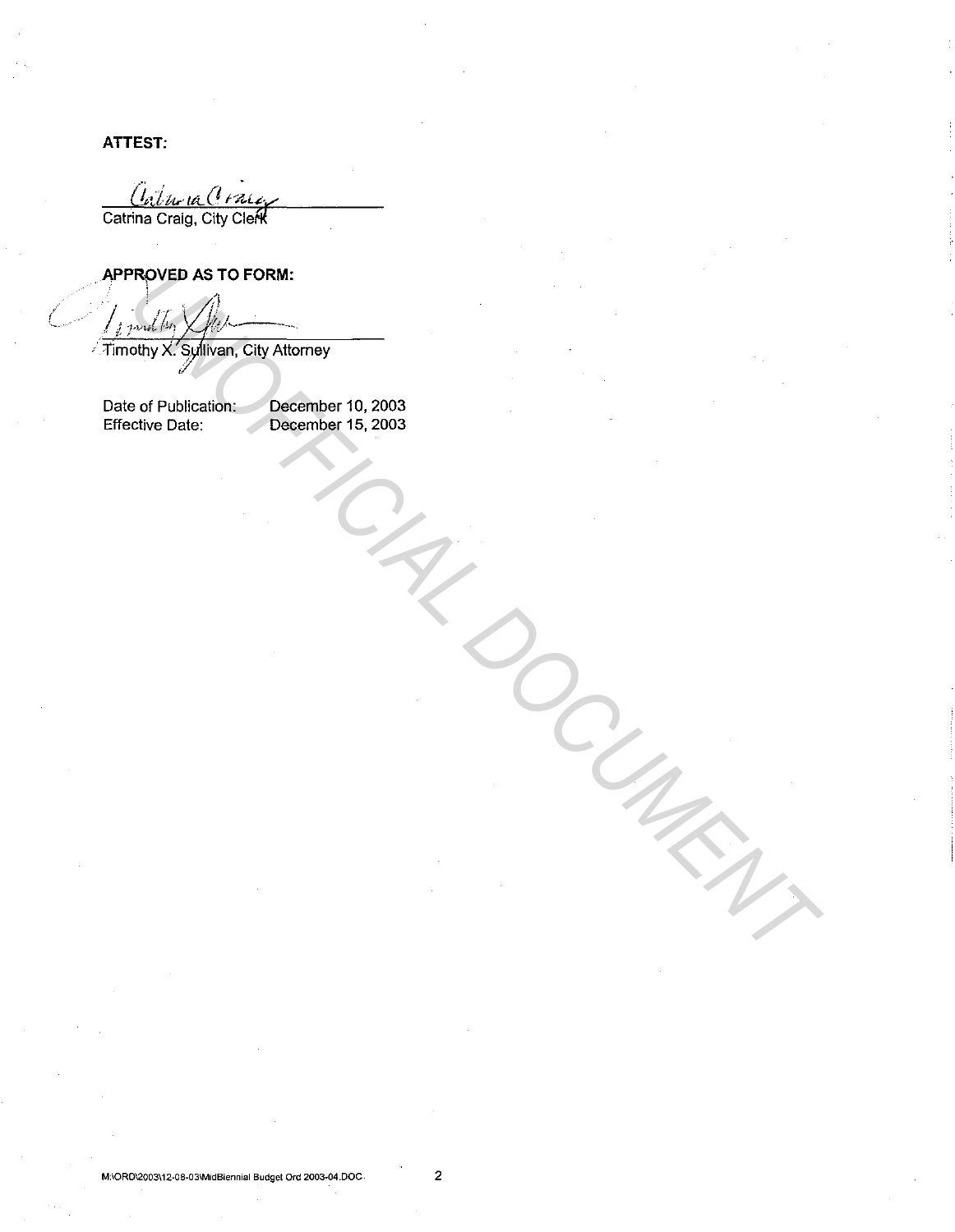**ATTEST:**

Catrina Craig, City Clerk

**APPROVED AS TO FORM:**

Timothy X. Sullivan, City Attorney

Date of Publication: December 10, 2003
Effective Date: December 15, 2003

UNOFFICIAL DOCUMENT

M:\ORD\2003\12-08-03\MidBiennial Budget Ord 2003-04.DOC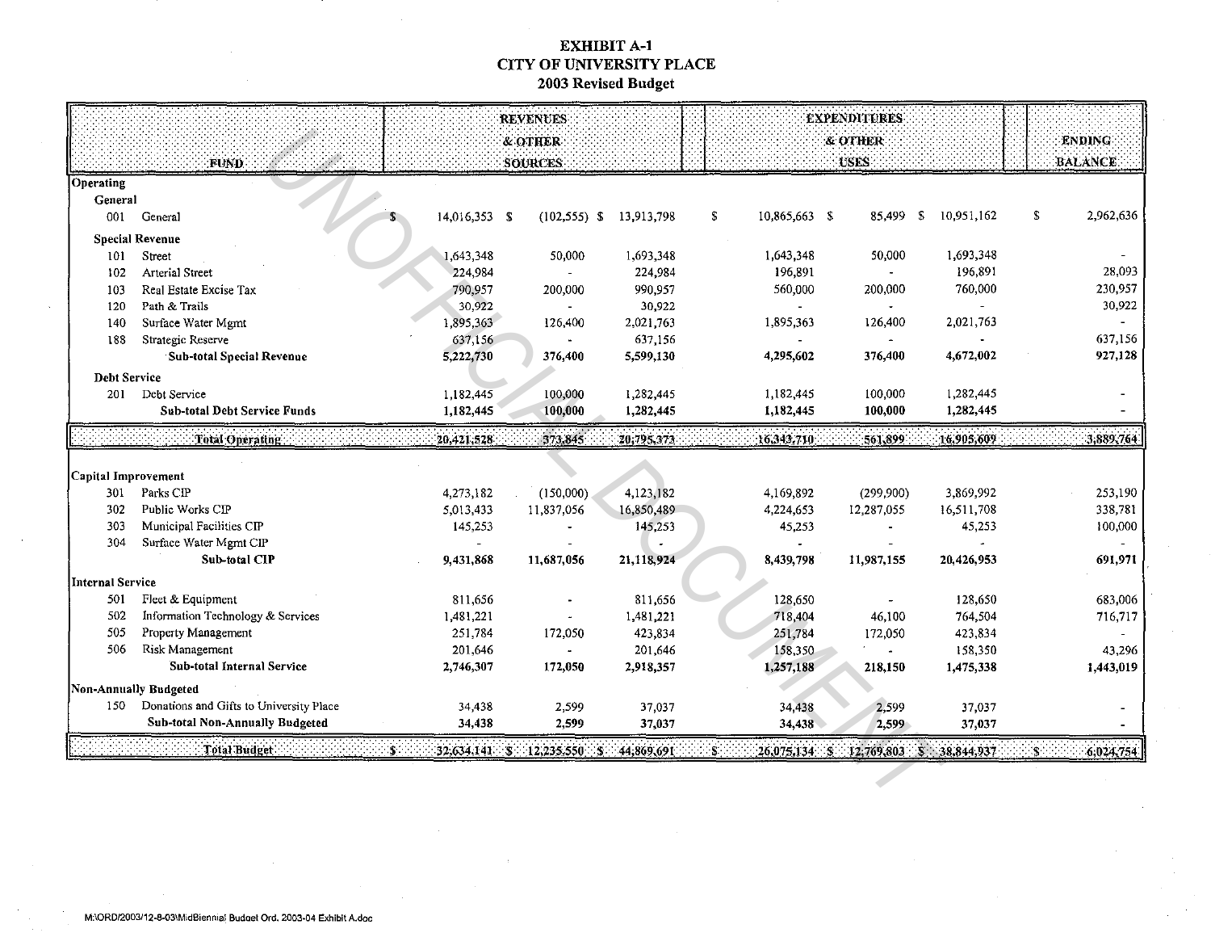# EXHIBIT A-1
# CITY OF UNIVERSITY PLACE
## 2003 Revised Budget

| FUND | | REVENUES & OTHER SOURCES | | | EXPENDITURES & OTHER USES | | | ENDING BALANCE |
|---|---|---|---|---|---|---|---|---|
| **Operating** | | | | | | | | |
| **General** | | | | | | | | |
| 001 | General | $ 14,016,353 | $ (102,555) | $ 13,913,798 | $ 10,865,663 | $ 85,499 | $ 10,951,162 | $ 2,962,636 |
| **Special Revenue** | | | | | | | | |
| 101 | Street | 1,643,348 | 50,000 | 1,693,348 | 1,643,348 | 50,000 | 1,693,348 | - |
| 102 | Arterial Street | 224,984 | - | 224,984 | 196,891 | - | 196,891 | 28,093 |
| 103 | Real Estate Excise Tax | 790,957 | 200,000 | 990,957 | 560,000 | 200,000 | 760,000 | 230,957 |
| 120 | Path & Trails | 30,922 | - | 30,922 | - | - | - | 30,922 |
| 140 | Surface Water Mgmt | 1,895,363 | 126,400 | 2,021,763 | 1,895,363 | 126,400 | 2,021,763 | - |
| 188 | Strategic Reserve | 637,156 | - | 637,156 | - | - | - | 637,156 |
| | **Sub-total Special Revenue** | **5,222,730** | **376,400** | **5,599,130** | **4,295,602** | **376,400** | **4,672,002** | **927,128** |
| **Debt Service** | | | | | | | | |
| 201 | Debt Service | 1,182,445 | 100,000 | 1,282,445 | 1,182,445 | 100,000 | 1,282,445 | - |
| | **Sub-total Debt Service Funds** | **1,182,445** | **100,000** | **1,282,445** | **1,182,445** | **100,000** | **1,282,445** | **-** |
| | **Total Operating** | **20,421,528** | **373,845** | **20,795,373** | **16,343,710** | **561,899** | **16,905,609** | **3,889,764** |
| **Capital Improvement** | | | | | | | | |
| 301 | Parks CIP | 4,273,182 | (150,000) | 4,123,182 | 4,169,892 | (299,900) | 3,869,992 | 253,190 |
| 302 | Public Works CIP | 5,013,433 | 11,837,056 | 16,850,489 | 4,224,653 | 12,287,055 | 16,511,708 | 338,781 |
| 303 | Municipal Facilities CIP | 145,253 | - | 145,253 | 45,253 | - | 45,253 | 100,000 |
| 304 | Surface Water Mgmt CIP | - | - | - | - | - | - | - |
| | **Sub-total CIP** | **9,431,868** | **11,687,056** | **21,118,924** | **8,439,798** | **11,987,155** | **20,426,953** | **691,971** |
| **Internal Service** | | | | | | | | |
| 501 | Fleet & Equipment | 811,656 | - | 811,656 | 128,650 | - | 128,650 | 683,006 |
| 502 | Information Technology & Services | 1,481,221 | - | 1,481,221 | 718,404 | 46,100 | 764,504 | 716,717 |
| 505 | Property Management | 251,784 | 172,050 | 423,834 | 251,784 | 172,050 | 423,834 | - |
| 506 | Risk Management | 201,646 | - | 201,646 | 158,350 | - | 158,350 | 43,296 |
| | **Sub-total Internal Service** | **2,746,307** | **172,050** | **2,918,357** | **1,257,188** | **218,150** | **1,475,338** | **1,443,019** |
| **Non-Annually Budgeted** | | | | | | | | |
| 150 | Donations and Gifts to University Place | 34,438 | 2,599 | 37,037 | 34,438 | 2,599 | 37,037 | - |
| | **Sub-total Non-Annually Budgeted** | **34,438** | **2,599** | **37,037** | **34,438** | **2,599** | **37,037** | **-** |
| | **Total Budget** | **$ 32,634,141** | **$ 12,235,550** | **$ 44,869,691** | **$ 26,075,134** | **$ 12,769,803** | **$ 38,844,937** | **$ 6,024,754** |

M:\ORD\2003\12-8-03\MidBiennial Budget Ord. 2003-04 Exhibit A.doc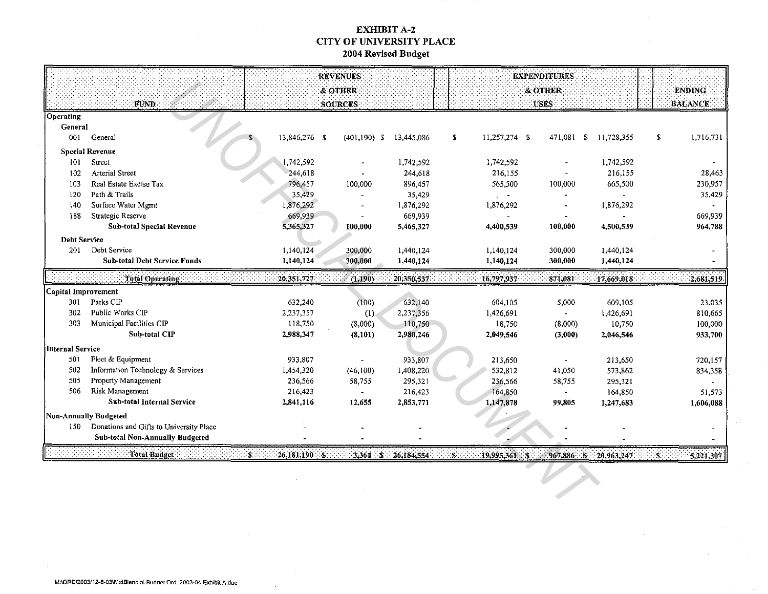**EXHIBIT A-2**
**CITY OF UNIVERSITY PLACE**
**2004 Revised Budget**

| FUND | | REVENUES & OTHER SOURCES | | | EXPENDITURES & OTHER USES | | | ENDING BALANCE |
|---|---|---|---|---|---|---|---|---|
| **Operating** | | | | | | | | |
| **General** | | | | | | | | |
| 001 | General | $ 13,846,276 | $ (401,190) | $ 13,445,086 | $ 11,257,274 | $ 471,081 | $ 11,728,355 | $ 1,716,731 |
| **Special Revenue** | | | | | | | | |
| 101 | Street | 1,742,592 | - | 1,742,592 | 1,742,592 | - | 1,742,592 | - |
| 102 | Arterial Street | 244,618 | - | 244,618 | 216,155 | - | 216,155 | 28,463 |
| 103 | Real Estate Excise Tax | 796,457 | 100,000 | 896,457 | 565,500 | 100,000 | 665,500 | 230,957 |
| 120 | Path & Trails | 35,429 | - | 35,429 | - | - | - | 35,429 |
| 140 | Surface Water Mgmt | 1,876,292 | - | 1,876,292 | 1,876,292 | - | 1,876,292 | - |
| 188 | Strategic Reserve | 669,939 | - | 669,939 | - | - | - | 669,939 |
| | **Sub-total Special Revenue** | **5,365,327** | **100,000** | **5,465,327** | **4,400,539** | **100,000** | **4,500,539** | **964,788** |
| **Debt Service** | | | | | | | | |
| 201 | Debt Service | 1,140,124 | 300,000 | 1,440,124 | 1,140,124 | 300,000 | 1,440,124 | - |
| | **Sub-total Debt Service Funds** | **1,140,124** | **300,000** | **1,440,124** | **1,140,124** | **300,000** | **1,440,124** | **-** |
| | **Total Operating** | **20,351,727** | **(1,190)** | **20,350,537** | **16,797,937** | **871,081** | **17,669,018** | **2,681,519** |
| **Capital Improvement** | | | | | | | | |
| 301 | Parks CIP | 632,240 | (100) | 632,140 | 604,105 | 5,000 | 609,105 | 23,035 |
| 302 | Public Works CIP | 2,237,357 | (1) | 2,237,356 | 1,426,691 | - | 1,426,691 | 810,665 |
| 303 | Municipal Facilities CIP | 118,750 | (8,000) | 110,750 | 18,750 | (8,000) | 10,750 | 100,000 |
| | **Sub-total CIP** | **2,988,347** | **(8,101)** | **2,980,246** | **2,049,546** | **(3,000)** | **2,046,546** | **933,700** |
| **Internal Service** | | | | | | | | |
| 501 | Fleet & Equipment | 933,807 | - | 933,807 | 213,650 | - | 213,650 | 720,157 |
| 502 | Information Technology & Services | 1,454,320 | (46,100) | 1,408,220 | 532,812 | 41,050 | 573,862 | 834,358 |
| 505 | Property Management | 236,566 | 58,755 | 295,321 | 236,566 | 58,755 | 295,321 | - |
| 506 | Risk Management | 216,423 | - | 216,423 | 164,850 | - | 164,850 | 51,573 |
| | **Sub-total Internal Service** | **2,841,116** | **12,655** | **2,853,771** | **1,147,878** | **99,805** | **1,247,683** | **1,606,088** |
| **Non-Annually Budgeted** | | | | | | | | |
| 150 | Donations and Gifts to University Place | - | - | - | - | - | - | - |
| | **Sub-total Non-Annually Budgeted** | **-** | **-** | **-** | **-** | **-** | **-** | **-** |
| | **Total Budget** | **$ 26,181,190** | **$ 3,364** | **$ 26,184,554** | **$ 19,995,361** | **$ 967,886** | **$ 20,963,247** | **$ 5,221,307** |

M:\ORD\2003\12-8-03\MidBiennial Budget Ord. 2003-04 Exhibit A.doc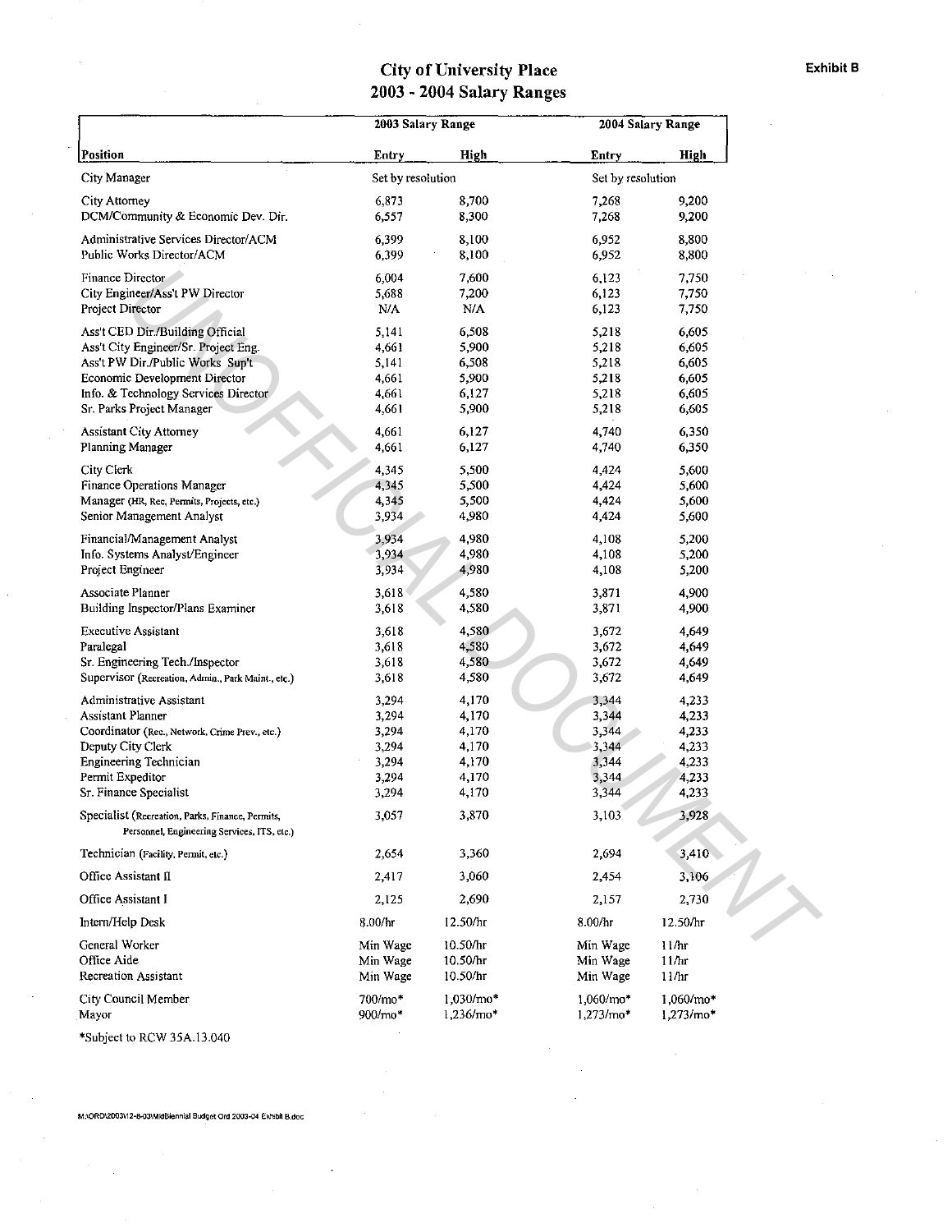Exhibit B

# City of University Place
## 2003 - 2004 Salary Ranges

| Position | 2003 Salary Range | | 2004 Salary Range | |
|---|---|---|---|---|
| | Entry | High | Entry | High |
| City Manager | Set by resolution | | Set by resolution | |
| City Attorney | 6,873 | 8,700 | 7,268 | 9,200 |
| DCM/Community & Economic Dev. Dir. | 6,557 | 8,300 | 7,268 | 9,200 |
| Administrative Services Director/ACM | 6,399 | 8,100 | 6,952 | 8,800 |
| Public Works Director/ACM | 6,399 | 8,100 | 6,952 | 8,800 |
| Finance Director | 6,004 | 7,600 | 6,123 | 7,750 |
| City Engineer/Ass't PW Director | 5,688 | 7,200 | 6,123 | 7,750 |
| Project Director | N/A | N/A | 6,123 | 7,750 |
| Ass't CED Dir./Building Official | 5,141 | 6,508 | 5,218 | 6,605 |
| Ass't City Engineer/Sr. Project Eng. | 4,661 | 5,900 | 5,218 | 6,605 |
| Ass't PW Dir./Public Works Sup't | 5,141 | 6,508 | 5,218 | 6,605 |
| Economic Development Director | 4,661 | 5,900 | 5,218 | 6,605 |
| Info. & Technology Services Director | 4,661 | 6,127 | 5,218 | 6,605 |
| Sr. Parks Project Manager | 4,661 | 5,900 | 5,218 | 6,605 |
| Assistant City Attorney | 4,661 | 6,127 | 4,740 | 6,350 |
| Planning Manager | 4,661 | 6,127 | 4,740 | 6,350 |
| City Clerk | 4,345 | 5,500 | 4,424 | 5,600 |
| Finance Operations Manager | 4,345 | 5,500 | 4,424 | 5,600 |
| Manager (HR, Rec, Permits, Projects, etc.) | 4,345 | 5,500 | 4,424 | 5,600 |
| Senior Management Analyst | 3,934 | 4,980 | 4,424 | 5,600 |
| Financial/Management Analyst | 3,934 | 4,980 | 4,108 | 5,200 |
| Info. Systems Analyst/Engineer | 3,934 | 4,980 | 4,108 | 5,200 |
| Project Engineer | 3,934 | 4,980 | 4,108 | 5,200 |
| Associate Planner | 3,618 | 4,580 | 3,871 | 4,900 |
| Building Inspector/Plans Examiner | 3,618 | 4,580 | 3,871 | 4,900 |
| Executive Assistant | 3,618 | 4,580 | 3,672 | 4,649 |
| Paralegal | 3,618 | 4,580 | 3,672 | 4,649 |
| Sr. Engineering Tech./Inspector | 3,618 | 4,580 | 3,672 | 4,649 |
| Supervisor (Recreation, Admin., Park Maint., etc.) | 3,618 | 4,580 | 3,672 | 4,649 |
| Administrative Assistant | 3,294 | 4,170 | 3,344 | 4,233 |
| Assistant Planner | 3,294 | 4,170 | 3,344 | 4,233 |
| Coordinator (Rec., Network, Crime Prev., etc.) | 3,294 | 4,170 | 3,344 | 4,233 |
| Deputy City Clerk | 3,294 | 4,170 | 3,344 | 4,233 |
| Engineering Technician | 3,294 | 4,170 | 3,344 | 4,233 |
| Permit Expeditor | 3,294 | 4,170 | 3,344 | 4,233 |
| Sr. Finance Specialist | 3,294 | 4,170 | 3,344 | 4,233 |
| Specialist (Recreation, Parks, Finance, Permits, Personnel, Engineering Services, ITS, etc.) | 3,057 | 3,870 | 3,103 | 3,928 |
| Technician (Facility, Permit, etc.) | 2,654 | 3,360 | 2,694 | 3,410 |
| Office Assistant II | 2,417 | 3,060 | 2,454 | 3,106 |
| Office Assistant I | 2,125 | 2,690 | 2,157 | 2,730 |
| Intern/Help Desk | 8.00/hr | 12.50/hr | 8.00/hr | 12.50/hr |
| General Worker | Min Wage | 10.50/hr | Min Wage | 11/hr |
| Office Aide | Min Wage | 10.50/hr | Min Wage | 11/hr |
| Recreation Assistant | Min Wage | 10.50/hr | Min Wage | 11/hr |
| City Council Member | 700/mo* | 1,030/mo* | 1,060/mo* | 1,060/mo* |
| Mayor | 900/mo* | 1,236/mo* | 1,273/mo* | 1,273/mo* |

*Subject to RCW 35A.13.040

M:\ORD\2003\12-8-03\MidBiennial Budget Ord 2003-04 Exhibit B.doc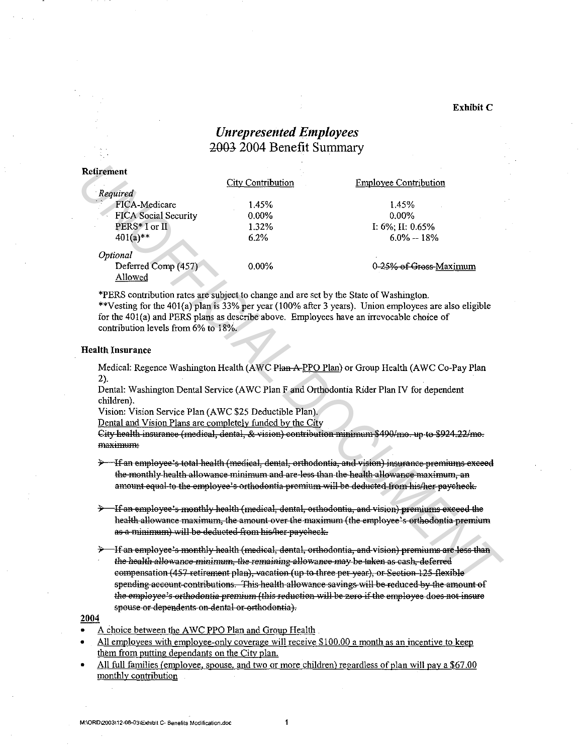**Exhibit C**

# *Unrepresented Employees*
## ~~2003~~ 2004 Benefit Summary

**Retirement**

| | City Contribution | Employee Contribution |
|---|---|---|
| *Required* | | |
| FICA-Medicare | 1.45% | 1.45% |
| FICA Social Security | 0.00% | 0.00% |
| PERS* I or II | 1.32% | I: 6%; II: 0.65% |
| 401(a)** | 6.2% | 6.0% -- 18% |
| *Optional* | | |
| Deferred Comp (457) Allowed | 0.00% | ~~0-25% of Gross~~ Maximum |

*PERS contribution rates are subject to change and are set by the State of Washington.
**Vesting for the 401(a) plan is 33% per year (100% after 3 years). Union employees are also eligible for the 401(a) and PERS plans as describe above. Employees have an irrevocable choice of contribution levels from 6% to 18%.

**Health Insurance**

Medical: Regence Washington Health (AWC ~~Plan A~~ PPO Plan) or Group Health (AWC Co-Pay Plan 2).
Dental: Washington Dental Service (AWC Plan F and Orthodontia Rider Plan IV for dependent children).
Vision: Vision Service Plan (AWC $25 Deductible Plan).
Dental and Vision Plans are completely funded by the City
~~City health insurance (medical, dental, & vision) contribution minimum $490/mo. up to $924.22/mo. maximum:~~

- ~~If an employee's total health (medical, dental, orthodontia, and vision) insurance premiums exceed the monthly health allowance minimum and are less than the health allowance maximum, an amount equal to the employee's orthodontia premium will be deducted from his/her paycheck.~~

- ~~If an employee's monthly health (medical, dental, orthodontia, and vision) premiums exceed the health allowance maximum, the amount over the maximum (the employee's orthodontia premium as a minimum) will be deducted from his/her paycheck.~~

- ~~If an employee's monthly health (medical, dental, orthodontia, and vision) premiums are less than the health allowance minimum, the remaining allowance may be taken as cash, deferred compensation (457 retirement plan), vacation (up to three per year), or Section 125 flexible spending account contributions. This health allowance savings will be reduced by the amount of the employee's orthodontia premium (this reduction will be zero if the employee does not insure spouse or dependents on dental or orthodontia).~~

**2004**

- A choice between the AWC PPO Plan and Group Health
- All employees with employee-only coverage will receive $100.00 a month as an incentive to keep them from putting dependants on the City plan.
- All full families (employee, spouse, and two or more children) regardless of plan will pay a $67.00 monthly contribution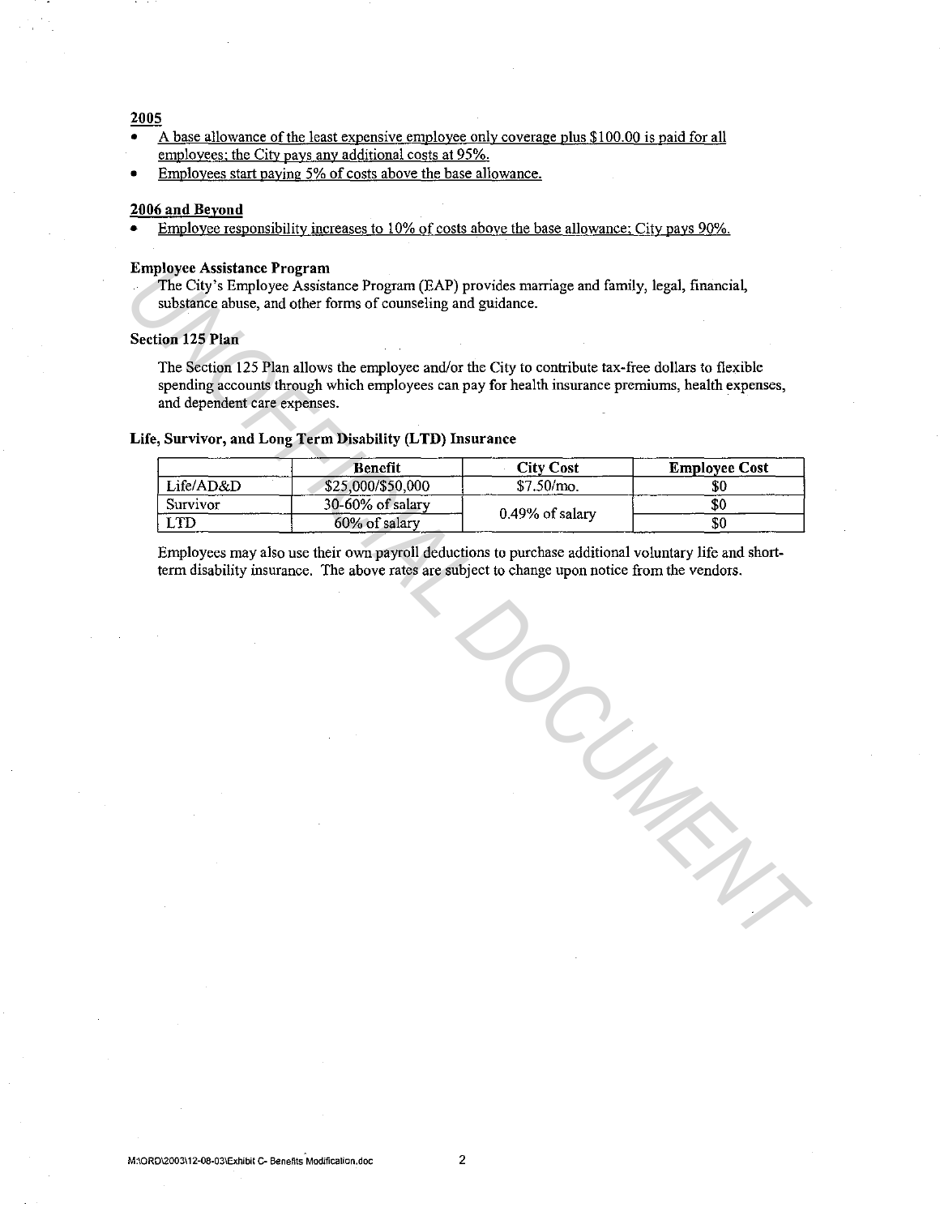**2005**

- A base allowance of the least expensive employee only coverage plus $100.00 is paid for all employees; the City pays any additional costs at 95%.
- Employees start paying 5% of costs above the base allowance.

**2006 and Beyond**

- Employee responsibility increases to 10% of costs above the base allowance; City pays 90%.

**Employee Assistance Program**

The City's Employee Assistance Program (EAP) provides marriage and family, legal, financial, substance abuse, and other forms of counseling and guidance.

**Section 125 Plan**

The Section 125 Plan allows the employee and/or the City to contribute tax-free dollars to flexible spending accounts through which employees can pay for health insurance premiums, health expenses, and dependent care expenses.

**Life, Survivor, and Long Term Disability (LTD) Insurance**

| | Benefit | City Cost | Employee Cost |
|---|---|---|---|
| Life/AD&D | $25,000/$50,000 | $7.50/mo. | $0 |
| Survivor | 30-60% of salary | 0.49% of salary | $0 |
| LTD | 60% of salary | | $0 |

Employees may also use their own payroll deductions to purchase additional voluntary life and short-term disability insurance. The above rates are subject to change upon notice from the vendors.

UNOFFICIAL DOCUMENT

M:\ORD\2003\12-08-03\Exhibit C- Benefits Modification.doc